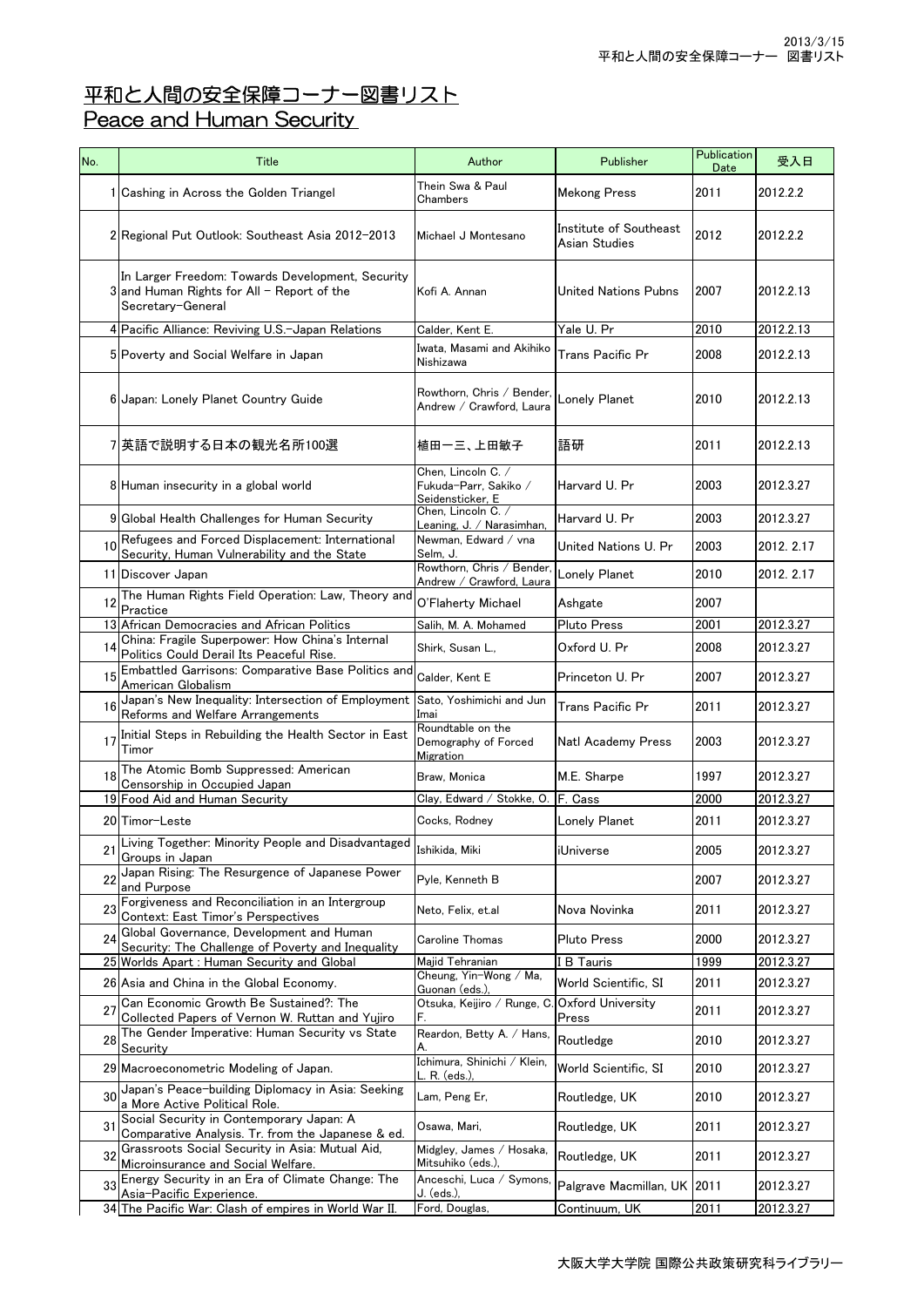# 平和と人間の安全保障コーナー図書リスト
# Peace and Human Security

| No. | Title | Author | Publisher | Publication Date | 受入日 |
|---|---|---|---|---|---|
| 1 | Cashing in Across the Golden Triangel | Thein Swa & Paul Chambers | Mekong Press | 2011 | 2012.2.2 |
| 2 | Regional Put Outlook: Southeast Asia 2012-2013 | Michael J Montesano | Institute of Southeast Asian Studies | 2012 | 2012.2.2 |
| 3 | In Larger Freedom: Towards Development, Security and Human Rights for All - Report of the Secretary-General | Kofi A. Annan | United Nations Pubns | 2007 | 2012.2.13 |
| 4 | Pacific Alliance: Reviving U.S.-Japan Relations | Calder, Kent E. | Yale U. Pr | 2010 | 2012.2.13 |
| 5 | Poverty and Social Welfare in Japan | Iwata, Masami and Akihiko Nishizawa | Trans Pacific Pr | 2008 | 2012.2.13 |
| 6 | Japan: Lonely Planet Country Guide | Rowthorn, Chris / Bender, Andrew / Crawford, Laura | Lonely Planet | 2010 | 2012.2.13 |
| 7 | 英語で説明する日本の観光名所100選 | 植田一三、上田敏子 | 語研 | 2011 | 2012.2.13 |
| 8 | Human insecurity in a global world | Chen, Lincoln C. / Fukuda-Parr, Sakiko / Seidensticker, E | Harvard U. Pr | 2003 | 2012.3.27 |
| 9 | Global Health Challenges for Human Security | Chen, Lincoln C. / Leaning, J. / Narasimhan, | Harvard U. Pr | 2003 | 2012.3.27 |
| 10 | Refugees and Forced Displacement: International Security, Human Vulnerability and the State | Newman, Edward / vna Selm, J. | United Nations U. Pr | 2003 | 2012. 2.17 |
| 11 | Discover Japan | Rowthorn, Chris / Bender, Andrew / Crawford, Laura | Lonely Planet | 2010 | 2012. 2.17 |
| 12 | The Human Rights Field Operation: Law, Theory and Practice | O'Flaherty Michael | Ashgate | 2007 | |
| 13 | African Democracies and African Politics | Salih, M. A. Mohamed | Pluto Press | 2001 | 2012.3.27 |
| 14 | China: Fragile Superpower: How China's Internal Politics Could Derail Its Peaceful Rise. | Shirk, Susan L., | Oxford U. Pr | 2008 | 2012.3.27 |
| 15 | Embattled Garrisons: Comparative Base Politics and American Globalism | Calder, Kent E | Princeton U. Pr | 2007 | 2012.3.27 |
| 16 | Japan's New Inequality: Intersection of Employment Reforms and Welfare Arrangements | Sato, Yoshimichi and Jun Imai | Trans Pacific Pr | 2011 | 2012.3.27 |
| 17 | Initial Steps in Rebuilding the Health Sector in East Timor | Roundtable on the Demography of Forced Migration | Natl Academy Press | 2003 | 2012.3.27 |
| 18 | The Atomic Bomb Suppressed: American Censorship in Occupied Japan | Braw, Monica | M.E. Sharpe | 1997 | 2012.3.27 |
| 19 | Food Aid and Human Security | Clay, Edward / Stokke, O. | F. Cass | 2000 | 2012.3.27 |
| 20 | Timor-Leste | Cocks, Rodney | Lonely Planet | 2011 | 2012.3.27 |
| 21 | Living Together: Minority People and Disadvantaged Groups in Japan | Ishikida, Miki | iUniverse | 2005 | 2012.3.27 |
| 22 | Japan Rising: The Resurgence of Japanese Power and Purpose | Pyle, Kenneth B | | 2007 | 2012.3.27 |
| 23 | Forgiveness and Reconciliation in an Intergroup Context: East Timor's Perspectives | Neto, Felix, et.al | Nova Novinka | 2011 | 2012.3.27 |
| 24 | Global Governance, Development and Human Security: The Challenge of Poverty and Inequality | Caroline Thomas | Pluto Press | 2000 | 2012.3.27 |
| 25 | Worlds Apart : Human Security and Global | Majid Tehranian | I B Tauris | 1999 | 2012.3.27 |
| 26 | Asia and China in the Global Economy. | Cheung, Yin-Wong / Ma, Guonan (eds.), | World Scientific, SI | 2011 | 2012.3.27 |
| 27 | Can Economic Growth Be Sustained?: The Collected Papers of Vernon W. Ruttan and Yujiro | Otsuka, Keijiro / Runge, C. F. | Oxford University Press | 2011 | 2012.3.27 |
| 28 | The Gender Imperative: Human Security vs State Security | Reardon, Betty A. / Hans, A. | Routledge | 2010 | 2012.3.27 |
| 29 | Macroeconometric Modeling of Japan. | Ichimura, Shinichi / Klein, L. R. (eds.), | World Scientific, SI | 2010 | 2012.3.27 |
| 30 | Japan's Peace-building Diplomacy in Asia: Seeking a More Active Political Role. | Lam, Peng Er, | Routledge, UK | 2010 | 2012.3.27 |
| 31 | Social Security in Contemporary Japan: A Comparative Analysis. Tr. from the Japanese & ed. | Osawa, Mari, | Routledge, UK | 2011 | 2012.3.27 |
| 32 | Grassroots Social Security in Asia: Mutual Aid, Microinsurance and Social Welfare. | Midgley, James / Hosaka, Mitsuhiko (eds.), | Routledge, UK | 2011 | 2012.3.27 |
| 33 | Energy Security in an Era of Climate Change: The Asia-Pacific Experience. | Anceschi, Luca / Symons, J. (eds.), | Palgrave Macmillan, UK | 2011 | 2012.3.27 |
| 34 | The Pacific War: Clash of empires in World War II. | Ford, Douglas, | Continuum, UK | 2011 | 2012.3.27 |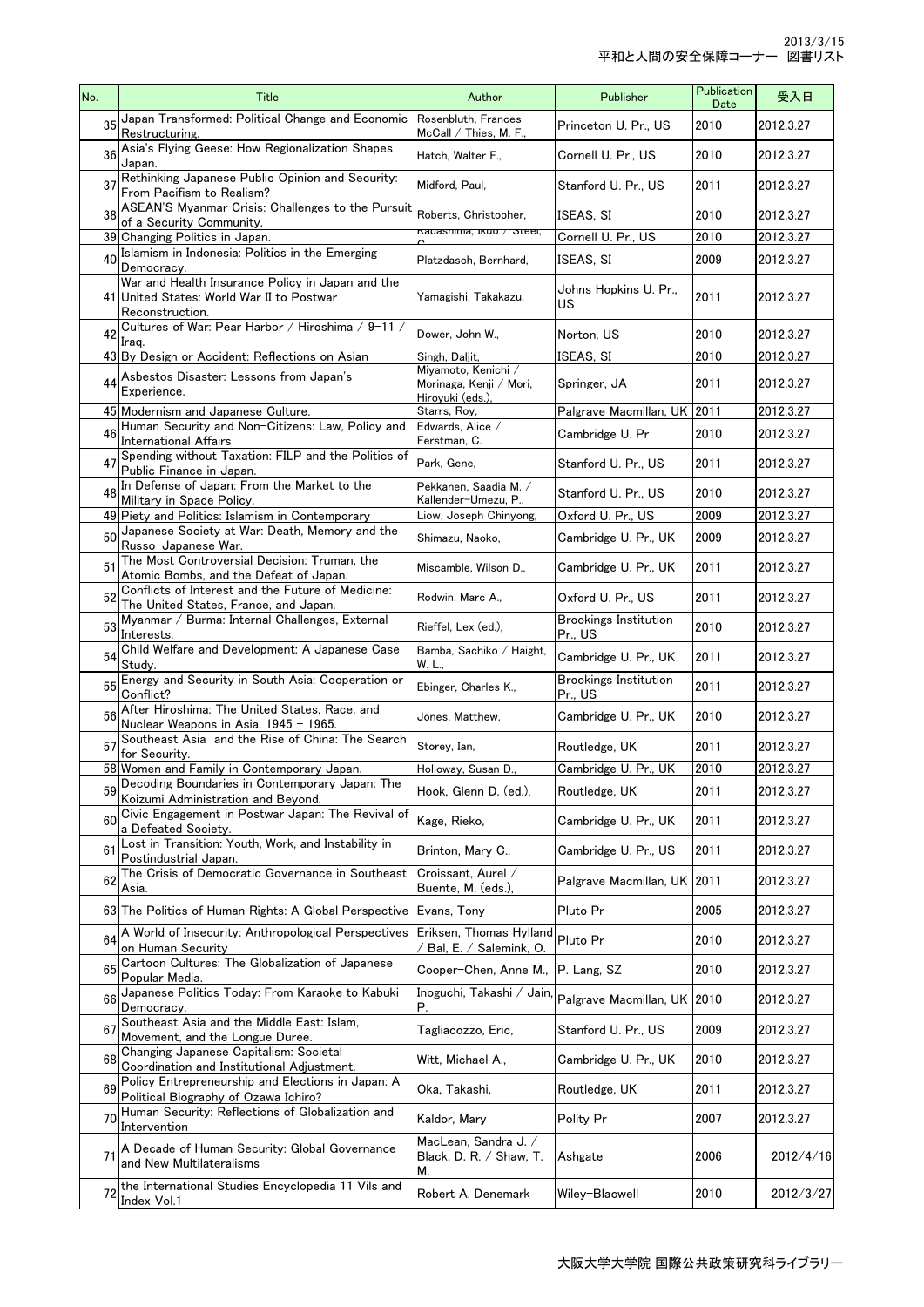| No. | Title | Author | Publisher | Publication Date | 受入日 |
|---|---|---|---|---|---|
| 35 | Japan Transformed: Political Change and Economic Restructuring. | Rosenbluth, Frances McCall / Thies, M. F., | Princeton U. Pr., US | 2010 | 2012.3.27 |
| 36 | Asia's Flying Geese: How Regionalization Shapes Japan. | Hatch, Walter F., | Cornell U. Pr., US | 2010 | 2012.3.27 |
| 37 | Rethinking Japanese Public Opinion and Security: From Pacifism to Realism? | Midford, Paul, | Stanford U. Pr., US | 2011 | 2012.3.27 |
| 38 | ASEAN'S Myanmar Crisis: Challenges to the Pursuit of a Security Community. | Roberts, Christopher, | ISEAS, SI | 2010 | 2012.3.27 |
| 39 | Changing Politics in Japan. | Kabashima, Ikuo / Steel, G. | Cornell U. Pr., US | 2010 | 2012.3.27 |
| 40 | Islamism in Indonesia: Politics in the Emerging Democracy. | Platzdasch, Bernhard, | ISEAS, SI | 2009 | 2012.3.27 |
| 41 | War and Health Insurance Policy in Japan and the United States: World War II to Postwar Reconstruction. | Yamagishi, Takakazu, | Johns Hopkins U. Pr., US | 2011 | 2012.3.27 |
| 42 | Cultures of War: Pear Harbor / Hiroshima / 9-11 / Iraq. | Dower, John W., | Norton, US | 2010 | 2012.3.27 |
| 43 | By Design or Accident: Reflections on Asian | Singh, Daljit, | ISEAS, SI | 2010 | 2012.3.27 |
| 44 | Asbestos Disaster: Lessons from Japan's Experience. | Miyamoto, Kenichi / Morinaga, Kenji / Mori, Hiroyuki (eds.), | Springer, JA | 2011 | 2012.3.27 |
| 45 | Modernism and Japanese Culture. | Starrs, Roy, | Palgrave Macmillan, UK | 2011 | 2012.3.27 |
| 46 | Human Security and Non-Citizens: Law, Policy and International Affairs | Edwards, Alice / Ferstman, C. | Cambridge U. Pr | 2010 | 2012.3.27 |
| 47 | Spending without Taxation: FILP and the Politics of Public Finance in Japan. | Park, Gene, | Stanford U. Pr., US | 2011 | 2012.3.27 |
| 48 | In Defense of Japan: From the Market to the Military in Space Policy. | Pekkanen, Saadia M. / Kallender-Umezu, P., | Stanford U. Pr., US | 2010 | 2012.3.27 |
| 49 | Piety and Politics: Islamism in Contemporary | Liow, Joseph Chinyong, | Oxford U. Pr., US | 2009 | 2012.3.27 |
| 50 | Japanese Society at War: Death, Memory and the Russo-Japanese War. | Shimazu, Naoko, | Cambridge U. Pr., UK | 2009 | 2012.3.27 |
| 51 | The Most Controversial Decision: Truman, the Atomic Bombs, and the Defeat of Japan. | Miscamble, Wilson D., | Cambridge U. Pr., UK | 2011 | 2012.3.27 |
| 52 | Conflicts of Interest and the Future of Medicine: The United States, France, and Japan. | Rodwin, Marc A., | Oxford U. Pr., US | 2011 | 2012.3.27 |
| 53 | Myanmar / Burma: Internal Challenges, External Interests. | Rieffel, Lex (ed.), | Brookings Institution Pr., US | 2010 | 2012.3.27 |
| 54 | Child Welfare and Development: A Japanese Case Study. | Bamba, Sachiko / Haight, W. L., | Cambridge U. Pr., UK | 2011 | 2012.3.27 |
| 55 | Energy and Security in South Asia: Cooperation or Conflict? | Ebinger, Charles K., | Brookings Institution Pr., US | 2011 | 2012.3.27 |
| 56 | After Hiroshima: The United States, Race, and Nuclear Weapons in Asia, 1945 - 1965. | Jones, Matthew, | Cambridge U. Pr., UK | 2010 | 2012.3.27 |
| 57 | Southeast Asia and the Rise of China: The Search for Security. | Storey, Ian, | Routledge, UK | 2011 | 2012.3.27 |
| 58 | Women and Family in Contemporary Japan. | Holloway, Susan D., | Cambridge U. Pr., UK | 2010 | 2012.3.27 |
| 59 | Decoding Boundaries in Contemporary Japan: The Koizumi Administration and Beyond. | Hook, Glenn D. (ed.), | Routledge, UK | 2011 | 2012.3.27 |
| 60 | Civic Engagement in Postwar Japan: The Revival of a Defeated Society. | Kage, Rieko, | Cambridge U. Pr., UK | 2011 | 2012.3.27 |
| 61 | Lost in Transition: Youth, Work, and Instability in Postindustrial Japan. | Brinton, Mary C., | Cambridge U. Pr., US | 2011 | 2012.3.27 |
| 62 | The Crisis of Democratic Governance in Southeast Asia. | Croissant, Aurel / Buente, M. (eds.), | Palgrave Macmillan, UK | 2011 | 2012.3.27 |
| 63 | The Politics of Human Rights: A Global Perspective | Evans, Tony | Pluto Pr | 2005 | 2012.3.27 |
| 64 | A World of Insecurity: Anthropological Perspectives on Human Security | Eriksen, Thomas Hylland / Bal, E. / Salemink, O. | Pluto Pr | 2010 | 2012.3.27 |
| 65 | Cartoon Cultures: The Globalization of Japanese Popular Media. | Cooper-Chen, Anne M., | P. Lang, SZ | 2010 | 2012.3.27 |
| 66 | Japanese Politics Today: From Karaoke to Kabuki Democracy. | Inoguchi, Takashi / Jain, P. | Palgrave Macmillan, UK | 2010 | 2012.3.27 |
| 67 | Southeast Asia and the Middle East: Islam, Movement, and the Longue Duree. | Tagliacozzo, Eric, | Stanford U. Pr., US | 2009 | 2012.3.27 |
| 68 | Changing Japanese Capitalism: Societal Coordination and Institutional Adjustment. | Witt, Michael A., | Cambridge U. Pr., UK | 2010 | 2012.3.27 |
| 69 | Policy Entrepreneurship and Elections in Japan: A Political Biography of Ozawa Ichiro? | Oka, Takashi, | Routledge, UK | 2011 | 2012.3.27 |
| 70 | Human Security: Reflections of Globalization and Intervention | Kaldor, Mary | Polity Pr | 2007 | 2012.3.27 |
| 71 | A Decade of Human Security: Global Governance and New Multilateralisms | MacLean, Sandra J. / Black, D. R. / Shaw, T. M. | Ashgate | 2006 | 2012/4/16 |
| 72 | the International Studies Encyclopedia 11 Vils and Index Vol.1 | Robert A. Denemark | Wiley-Blacwell | 2010 | 2012/3/27 |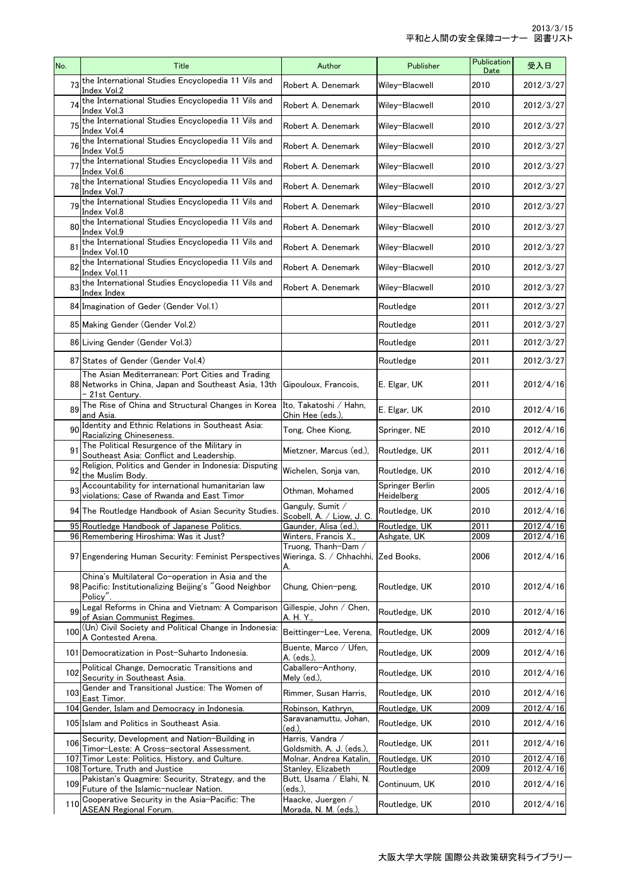| No. | Title | Author | Publisher | Publication Date | 受入日 |
|---|---|---|---|---|---|
| 73 | the International Studies Encyclopedia 11 Vils and Index Vol.2 | Robert A. Denemark | Wiley-Blacwell | 2010 | 2012/3/27 |
| 74 | the International Studies Encyclopedia 11 Vils and Index Vol.3 | Robert A. Denemark | Wiley-Blacwell | 2010 | 2012/3/27 |
| 75 | the International Studies Encyclopedia 11 Vils and Index Vol.4 | Robert A. Denemark | Wiley-Blacwell | 2010 | 2012/3/27 |
| 76 | the International Studies Encyclopedia 11 Vils and Index Vol.5 | Robert A. Denemark | Wiley-Blacwell | 2010 | 2012/3/27 |
| 77 | the International Studies Encyclopedia 11 Vils and Index Vol.6 | Robert A. Denemark | Wiley-Blacwell | 2010 | 2012/3/27 |
| 78 | the International Studies Encyclopedia 11 Vils and Index Vol.7 | Robert A. Denemark | Wiley-Blacwell | 2010 | 2012/3/27 |
| 79 | the International Studies Encyclopedia 11 Vils and Index Vol.8 | Robert A. Denemark | Wiley-Blacwell | 2010 | 2012/3/27 |
| 80 | the International Studies Encyclopedia 11 Vils and Index Vol.9 | Robert A. Denemark | Wiley-Blacwell | 2010 | 2012/3/27 |
| 81 | the International Studies Encyclopedia 11 Vils and Index Vol.10 | Robert A. Denemark | Wiley-Blacwell | 2010 | 2012/3/27 |
| 82 | the International Studies Encyclopedia 11 Vils and Index Vol.11 | Robert A. Denemark | Wiley-Blacwell | 2010 | 2012/3/27 |
| 83 | the International Studies Encyclopedia 11 Vils and Index Index | Robert A. Denemark | Wiley-Blacwell | 2010 | 2012/3/27 |
| 84 | Imagination of Geder (Gender Vol.1) | | Routledge | 2011 | 2012/3/27 |
| 85 | Making Gender (Gender Vol.2) | | Routledge | 2011 | 2012/3/27 |
| 86 | Living Gender (Gender Vol.3) | | Routledge | 2011 | 2012/3/27 |
| 87 | States of Gender (Gender Vol.4) | | Routledge | 2011 | 2012/3/27 |
| 88 | The Asian Mediterranean: Port Cities and Trading Networks in China, Japan and Southeast Asia, 13th - 21st Century. | Gipouloux, Francois, | E. Elgar, UK | 2011 | 2012/4/16 |
| 89 | The Rise of China and Structural Changes in Korea and Asia. | Ito, Takatoshi / Hahn, Chin Hee (eds.), | E. Elgar, UK | 2010 | 2012/4/16 |
| 90 | Identity and Ethnic Relations in Southeast Asia: Racializing Chineseness. | Tong, Chee Kiong, | Springer, NE | 2010 | 2012/4/16 |
| 91 | The Political Resurgence of the Military in Southeast Asia: Conflict and Leadership. | Mietzner, Marcus (ed.), | Routledge, UK | 2011 | 2012/4/16 |
| 92 | Religion, Politics and Gender in Indonesia: Disputing the Muslim Body. | Wichelen, Sonja van, | Routledge, UK | 2010 | 2012/4/16 |
| 93 | Accountability for international humanitarian law violations; Case of Rwanda and East Timor | Othman, Mohamed | Springer Berlin Heidelberg | 2005 | 2012/4/16 |
| 94 | The Routledge Handbook of Asian Security Studies. | Ganguly, Sumit / Scobell, A. / Liow, J. C. | Routledge, UK | 2010 | 2012/4/16 |
| 95 | Routledge Handbook of Japanese Politics. | Gaunder, Alisa (ed.), | Routledge, UK | 2011 | 2012/4/16 |
| 96 | Remembering Hiroshima: Was it Just? | Winters, Francis X., | Ashgate, UK | 2009 | 2012/4/16 |
| 97 | Engendering Human Security: Feminist Perspectives | Truong, Thanh-Dam / Wieringa, S. / Chhachhi, A. | Zed Books, | 2006 | 2012/4/16 |
| 98 | China's Multilateral Co-operation in Asia and the Pacific: Institutionalizing Beijing's "Good Neighbor Policy". | Chung, Chien-peng, | Routledge, UK | 2010 | 2012/4/16 |
| 99 | Legal Reforms in China and Vietnam: A Comparison of Asian Communist Regimes. | Gillespie, John / Chen, A. H. Y., | Routledge, UK | 2010 | 2012/4/16 |
| 100 | (Un) Civil Society and Political Change in Indonesia: A Contested Arena. | Beittinger-Lee, Verena, | Routledge, UK | 2009 | 2012/4/16 |
| 101 | Democratization in Post-Suharto Indonesia. | Buente, Marco / Ufen, A. (eds.), | Routledge, UK | 2009 | 2012/4/16 |
| 102 | Political Change, Democratic Transitions and Security in Southeast Asia. | Caballero-Anthony, Mely (ed.), | Routledge, UK | 2010 | 2012/4/16 |
| 103 | Gender and Transitional Justice: The Women of East Timor. | Rimmer, Susan Harris, | Routledge, UK | 2010 | 2012/4/16 |
| 104 | Gender, Islam and Democracy in Indonesia. | Robinson, Kathryn, | Routledge, UK | 2009 | 2012/4/16 |
| 105 | Islam and Politics in Southeast Asia. | Saravanamuttu, Johan, (ed.), | Routledge, UK | 2010 | 2012/4/16 |
| 106 | Security, Development and Nation-Building in Timor-Leste: A Cross-sectoral Assessment. | Harris, Vandra / Goldsmith, A. J. (eds.), | Routledge, UK | 2011 | 2012/4/16 |
| 107 | Timor Leste: Politics, History, and Culture. | Molnar, Andrea Katalin, | Routledge, UK | 2010 | 2012/4/16 |
| 108 | Torture, Truth and Justice | Stanley, Elizabeth | Routledge | 2009 | 2012/4/16 |
| 109 | Pakistan's Quagmire: Security, Strategy, and the Future of the Islamic-nuclear Nation. | Butt, Usama / Elahi, N. (eds.), | Continuum, UK | 2010 | 2012/4/16 |
| 110 | Cooperative Security in the Asia-Pacific: The ASEAN Regional Forum. | Haacke, Juergen / Morada, N. M. (eds.), | Routledge, UK | 2010 | 2012/4/16 |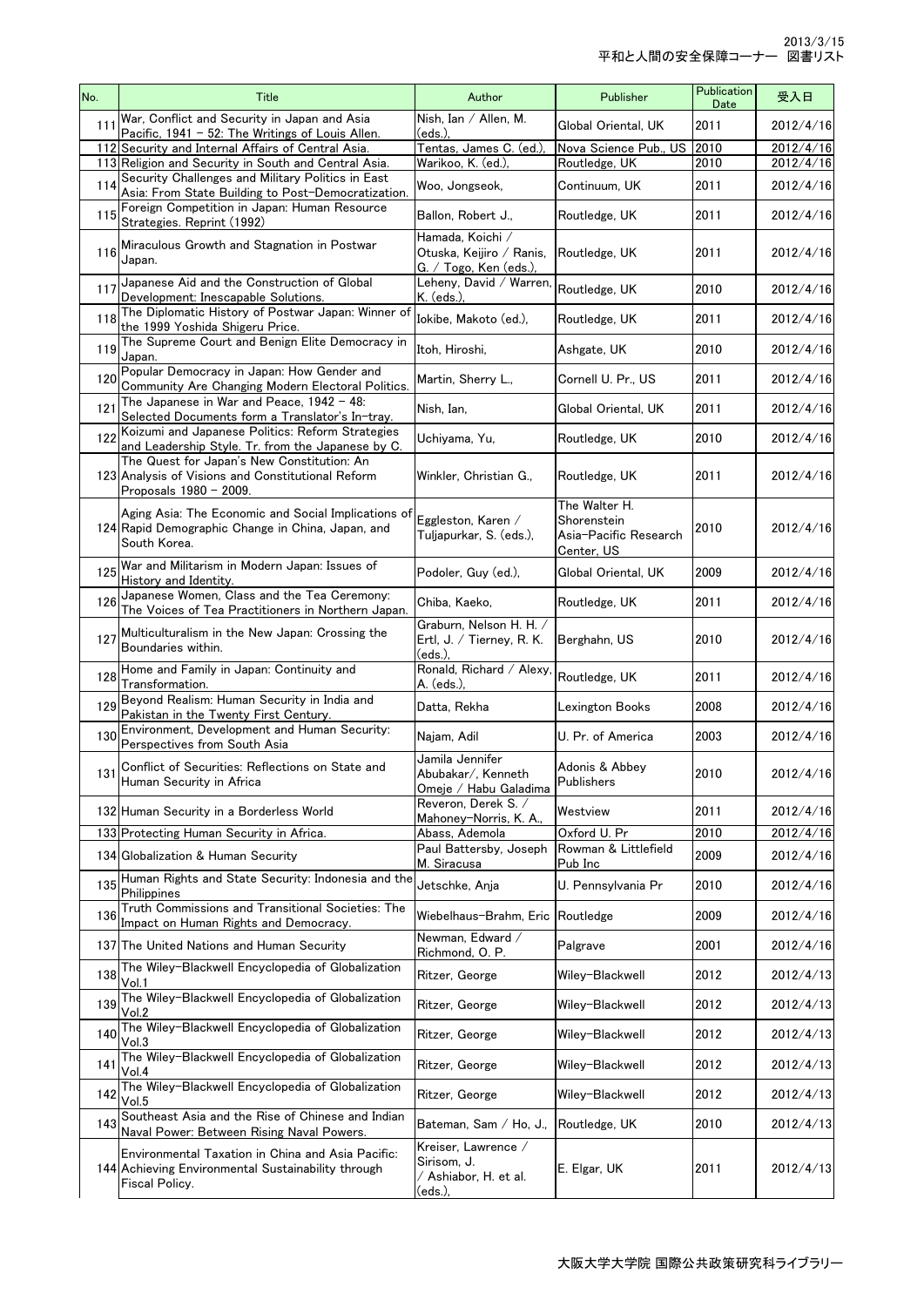2013/3/15
平和と人間の安全保障コーナー　図書リスト

| No. | Title | Author | Publisher | Publication Date | 受入日 |
|---|---|---|---|---|---|
| 111 | War, Conflict and Security in Japan and Asia Pacific, 1941 – 52: The Writings of Louis Allen. | Nish, Ian / Allen, M. (eds.), | Global Oriental, UK | 2011 | 2012/4/16 |
| 112 | Security and Internal Affairs of Central Asia. | Tentas, James C. (ed.), | Nova Science Pub., US | 2010 | 2012/4/16 |
| 113 | Religion and Security in South and Central Asia. | Warikoo, K. (ed.), | Routledge, UK | 2010 | 2012/4/16 |
| 114 | Security Challenges and Military Politics in East Asia: From State Building to Post–Democratization. | Woo, Jongseok, | Continuum, UK | 2011 | 2012/4/16 |
| 115 | Foreign Competition in Japan: Human Resource Strategies. Reprint (1992) | Ballon, Robert J., | Routledge, UK | 2011 | 2012/4/16 |
| 116 | Miraculous Growth and Stagnation in Postwar Japan. | Hamada, Koichi / Otuska, Keijiro / Ranis, G. / Togo, Ken (eds.), | Routledge, UK | 2011 | 2012/4/16 |
| 117 | Japanese Aid and the Construction of Global Development: Inescapable Solutions. | Leheny, David / Warren, K. (eds.), | Routledge, UK | 2010 | 2012/4/16 |
| 118 | The Diplomatic History of Postwar Japan: Winner of the 1999 Yoshida Shigeru Price. | Iokibe, Makoto (ed.), | Routledge, UK | 2011 | 2012/4/16 |
| 119 | The Supreme Court and Benign Elite Democracy in Japan. | Itoh, Hiroshi, | Ashgate, UK | 2010 | 2012/4/16 |
| 120 | Popular Democracy in Japan: How Gender and Community Are Changing Modern Electoral Politics. | Martin, Sherry L., | Cornell U. Pr., US | 2011 | 2012/4/16 |
| 121 | The Japanese in War and Peace, 1942 – 48: Selected Documents form a Translator's In–tray. | Nish, Ian, | Global Oriental, UK | 2011 | 2012/4/16 |
| 122 | Koizumi and Japanese Politics: Reform Strategies and Leadership Style. Tr. from the Japanese by C. | Uchiyama, Yu, | Routledge, UK | 2010 | 2012/4/16 |
| 123 | The Quest for Japan's New Constitution: An Analysis of Visions and Constitutional Reform Proposals 1980 – 2009. | Winkler, Christian G., | Routledge, UK | 2011 | 2012/4/16 |
| 124 | Aging Asia: The Economic and Social Implications of Rapid Demographic Change in China, Japan, and South Korea. | Eggleston, Karen / Tuljapurkar, S. (eds.), | The Walter H. Shorenstein Asia–Pacific Research Center, US | 2010 | 2012/4/16 |
| 125 | War and Militarism in Modern Japan: Issues of History and Identity. | Podoler, Guy (ed.), | Global Oriental, UK | 2009 | 2012/4/16 |
| 126 | Japanese Women, Class and the Tea Ceremony: The Voices of Tea Practitioners in Northern Japan. | Chiba, Kaeko, | Routledge, UK | 2011 | 2012/4/16 |
| 127 | Multiculturalism in the New Japan: Crossing the Boundaries within. | Graburn, Nelson H. H. / Ertl, J. / Tierney, R. K. (eds.), | Berghahn, US | 2010 | 2012/4/16 |
| 128 | Home and Family in Japan: Continuity and Transformation. | Ronald, Richard / Alexy, A. (eds.), | Routledge, UK | 2011 | 2012/4/16 |
| 129 | Beyond Realism: Human Security in India and Pakistan in the Twenty First Century. | Datta, Rekha | Lexington Books | 2008 | 2012/4/16 |
| 130 | Environment, Development and Human Security: Perspectives from South Asia | Najam, Adil | U. Pr. of America | 2003 | 2012/4/16 |
| 131 | Conflict of Securities: Reflections on State and Human Security in Africa | Jamila Jennifer Abubakar/, Kenneth Omeje / Habu Galadima | Adonis & Abbey Publishers | 2010 | 2012/4/16 |
| 132 | Human Security in a Borderless World | Reveron, Derek S. / Mahoney–Norris, K. A., | Westview | 2011 | 2012/4/16 |
| 133 | Protecting Human Security in Africa. | Abass, Ademola | Oxford U. Pr | 2010 | 2012/4/16 |
| 134 | Globalization & Human Security | Paul Battersby, Joseph M. Siracusa | Rowman & Littlefield Pub Inc | 2009 | 2012/4/16 |
| 135 | Human Rights and State Security: Indonesia and the Philippines | Jetschke, Anja | U. Pennsylvania Pr | 2010 | 2012/4/16 |
| 136 | Truth Commissions and Transitional Societies: The Impact on Human Rights and Democracy. | Wiebelhaus–Brahm, Eric | Routledge | 2009 | 2012/4/16 |
| 137 | The United Nations and Human Security | Newman, Edward / Richmond, O. P. | Palgrave | 2001 | 2012/4/16 |
| 138 | The Wiley–Blackwell Encyclopedia of Globalization Vol.1 | Ritzer, George | Wiley–Blackwell | 2012 | 2012/4/13 |
| 139 | The Wiley–Blackwell Encyclopedia of Globalization Vol.2 | Ritzer, George | Wiley–Blackwell | 2012 | 2012/4/13 |
| 140 | The Wiley–Blackwell Encyclopedia of Globalization Vol.3 | Ritzer, George | Wiley–Blackwell | 2012 | 2012/4/13 |
| 141 | The Wiley–Blackwell Encyclopedia of Globalization Vol.4 | Ritzer, George | Wiley–Blackwell | 2012 | 2012/4/13 |
| 142 | The Wiley–Blackwell Encyclopedia of Globalization Vol.5 | Ritzer, George | Wiley–Blackwell | 2012 | 2012/4/13 |
| 143 | Southeast Asia and the Rise of Chinese and Indian Naval Power: Between Rising Naval Powers. | Bateman, Sam / Ho, J., | Routledge, UK | 2010 | 2012/4/13 |
| 144 | Environmental Taxation in China and Asia Pacific: Achieving Environmental Sustainability through Fiscal Policy. | Kreiser, Lawrence / Sirisom, J. / Ashiabor, H. et al. (eds.), | E. Elgar, UK | 2011 | 2012/4/13 |

大阪大学大学院 国際公共政策研究科ライブラリー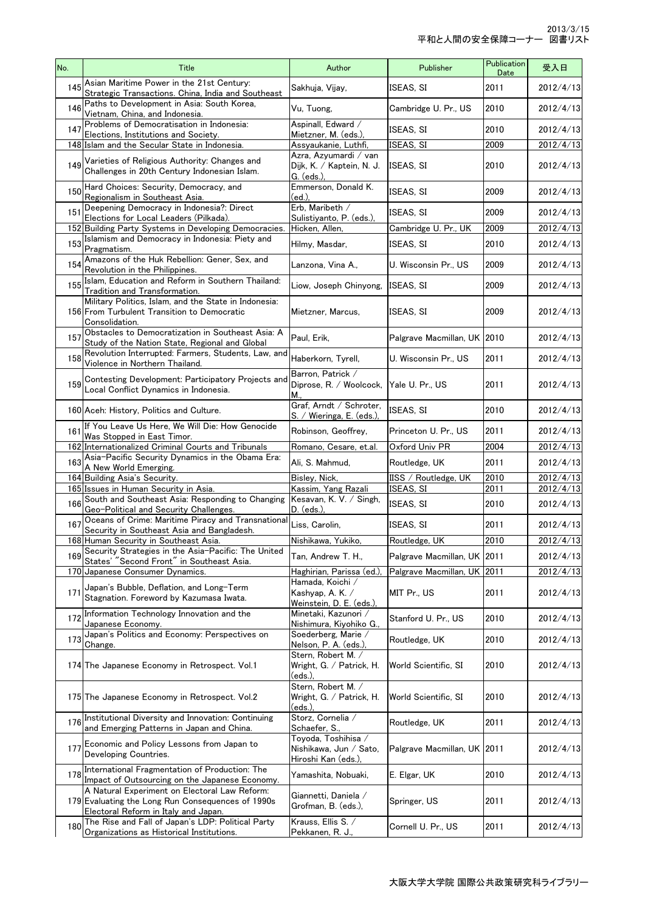| No. | Title | Author | Publisher | Publication Date | 受入日 |
|---|---|---|---|---|---|
| 145 | Asian Maritime Power in the 21st Century: Strategic Transactions. China, India and Southeast | Sakhuja, Vijay, | ISEAS, SI | 2011 | 2012/4/13 |
| 146 | Paths to Development in Asia: South Korea, Vietnam, China, and Indonesia. | Vu, Tuong, | Cambridge U. Pr., US | 2010 | 2012/4/13 |
| 147 | Problems of Democratisation in Indonesia: Elections, Institutions and Society. | Aspinall, Edward / Mietzner, M. (eds.), | ISEAS, SI | 2010 | 2012/4/13 |
| 148 | Islam and the Secular State in Indonesia. | Assyaukanie, Luthfi, | ISEAS, SI | 2009 | 2012/4/13 |
| 149 | Varieties of Religious Authority: Changes and Challenges in 20th Century Indonesian Islam. | Azra, Azyumardi / van Dijk, K. / Kaptein, N. J. G. (eds.), | ISEAS, SI | 2010 | 2012/4/13 |
| 150 | Hard Choices: Security, Democracy, and Regionalism in Southeast Asia. | Emmerson, Donald K. (ed.), | ISEAS, SI | 2009 | 2012/4/13 |
| 151 | Deepening Democracy in Indonesia?: Direct Elections for Local Leaders (Pilkada). | Erb, Maribeth / Sulistiyanto, P. (eds.), | ISEAS, SI | 2009 | 2012/4/13 |
| 152 | Building Party Systems in Developing Democracies. | Hicken, Allen, | Cambridge U. Pr., UK | 2009 | 2012/4/13 |
| 153 | Islamism and Democracy in Indonesia: Piety and Pragmatism. | Hilmy, Masdar, | ISEAS, SI | 2010 | 2012/4/13 |
| 154 | Amazons of the Huk Rebellion: Gener, Sex, and Revolution in the Philippines. | Lanzona, Vina A., | U. Wisconsin Pr., US | 2009 | 2012/4/13 |
| 155 | Islam, Education and Reform in Southern Thailand: Tradition and Transformation. | Liow, Joseph Chinyong, | ISEAS, SI | 2009 | 2012/4/13 |
| 156 | Military Politics, Islam, and the State in Indonesia: From Turbulent Transition to Democratic Consolidation. | Mietzner, Marcus, | ISEAS, SI | 2009 | 2012/4/13 |
| 157 | Obstacles to Democratization in Southeast Asia: A Study of the Nation State, Regional and Global | Paul, Erik, | Palgrave Macmillan, UK | 2010 | 2012/4/13 |
| 158 | Revolution Interrupted: Farmers, Students, Law, and Violence in Northern Thailand. | Haberkorn, Tyrell, | U. Wisconsin Pr., US | 2011 | 2012/4/13 |
| 159 | Contesting Development: Participatory Projects and Local Conflict Dynamics in Indonesia. | Barron, Patrick / Diprose, R. / Woolcock, M., | Yale U. Pr., US | 2011 | 2012/4/13 |
| 160 | Aceh: History, Politics and Culture. | Graf, Arndt / Schroter, S. / Wieringa, E. (eds.), | ISEAS, SI | 2010 | 2012/4/13 |
| 161 | If You Leave Us Here, We Will Die: How Genocide Was Stopped in East Timor. | Robinson, Geoffrey, | Princeton U. Pr., US | 2011 | 2012/4/13 |
| 162 | Internationalized Criminal Courts and Tribunals | Romano, Cesare, et.al. | Oxford Univ PR | 2004 | 2012/4/13 |
| 163 | Asia-Pacific Security Dynamics in the Obama Era: A New World Emerging. | Ali, S. Mahmud, | Routledge, UK | 2011 | 2012/4/13 |
| 164 | Building Asia's Security. | Bisley, Nick, | IISS / Routledge, UK | 2010 | 2012/4/13 |
| 165 | Issues in Human Security in Asia. | Kassim, Yang Razali | ISEAS, SI | 2011 | 2012/4/13 |
| 166 | South and Southeast Asia: Responding to Changing Geo-Political and Security Challenges. | Kesavan, K. V. / Singh, D. (eds.), | ISEAS, SI | 2010 | 2012/4/13 |
| 167 | Oceans of Crime: Maritime Piracy and Transnational Security in Southeast Asia and Bangladesh. | Liss, Carolin, | ISEAS, SI | 2011 | 2012/4/13 |
| 168 | Human Security in Southeast Asia. | Nishikawa, Yukiko, | Routledge, UK | 2010 | 2012/4/13 |
| 169 | Security Strategies in the Asia-Pacific: The United States' "Second Front" in Southeast Asia. | Tan, Andrew T. H., | Palgrave Macmillan, UK | 2011 | 2012/4/13 |
| 170 | Japanese Consumer Dynamics. | Haghirian, Parissa (ed.), | Palgrave Macmillan, UK | 2011 | 2012/4/13 |
| 171 | Japan's Bubble, Deflation, and Long-Term Stagnation. Foreword by Kazumasa Iwata. | Hamada, Koichi / Kashyap, A. K. / Weinstein, D. E. (eds.), | MIT Pr., US | 2011 | 2012/4/13 |
| 172 | Information Technology Innovation and the Japanese Economy. | Minetaki, Kazunori / Nishimura, Kiyohiko G., | Stanford U. Pr., US | 2010 | 2012/4/13 |
| 173 | Japan's Politics and Economy: Perspectives on Change. | Soederberg, Marie / Nelson, P. A. (eds.), | Routledge, UK | 2010 | 2012/4/13 |
| 174 | The Japanese Economy in Retrospect. Vol.1 | Stern, Robert M. / Wright, G. / Patrick, H. (eds.), | World Scientific, SI | 2010 | 2012/4/13 |
| 175 | The Japanese Economy in Retrospect. Vol.2 | Stern, Robert M. / Wright, G. / Patrick, H. (eds.), | World Scientific, SI | 2010 | 2012/4/13 |
| 176 | Institutional Diversity and Innovation: Continuing and Emerging Patterns in Japan and China. | Storz, Cornelia / Schaefer, S., | Routledge, UK | 2011 | 2012/4/13 |
| 177 | Economic and Policy Lessons from Japan to Developing Countries. | Toyoda, Toshihisa / Nishikawa, Jun / Sato, Hiroshi Kan (eds.), | Palgrave Macmillan, UK | 2011 | 2012/4/13 |
| 178 | International Fragmentation of Production: The Impact of Outsourcing on the Japanese Economy. | Yamashita, Nobuaki, | E. Elgar, UK | 2010 | 2012/4/13 |
| 179 | A Natural Experiment on Electoral Law Reform: Evaluating the Long Run Consequences of 1990s Electoral Reform in Italy and Japan. | Giannetti, Daniela / Grofman, B. (eds.), | Springer, US | 2011 | 2012/4/13 |
| 180 | The Rise and Fall of Japan's LDP: Political Party Organizations as Historical Institutions. | Krauss, Ellis S. / Pekkanen, R. J., | Cornell U. Pr., US | 2011 | 2012/4/13 |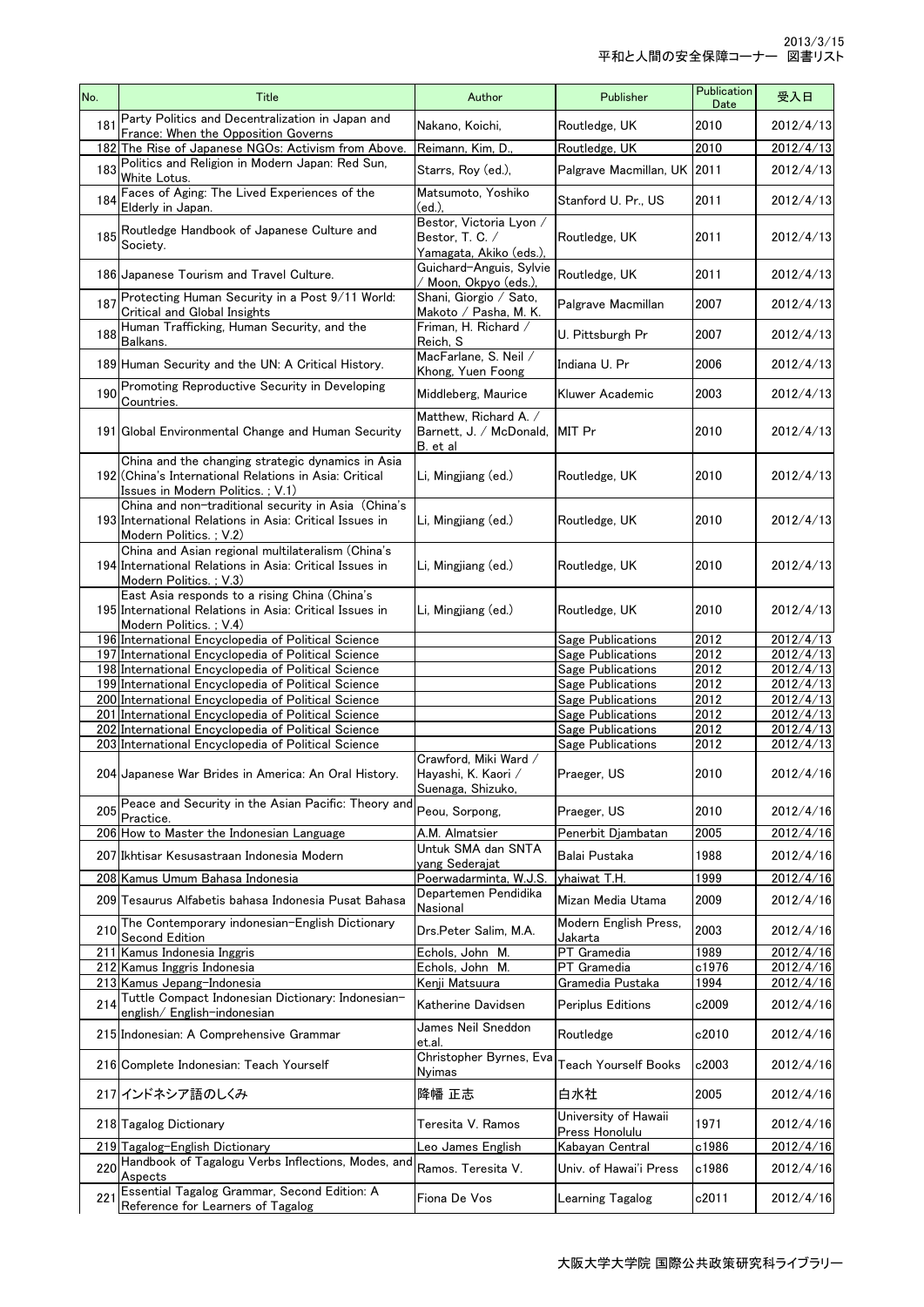2013/3/15
平和と人間の安全保障コーナー　図書リスト

| No. | Title | Author | Publisher | Publication Date | 受入日 |
|---|---|---|---|---|---|
| 181 | Party Politics and Decentralization in Japan and France: When the Opposition Governs | Nakano, Koichi, | Routledge, UK | 2010 | 2012/4/13 |
| 182 | The Rise of Japanese NGOs: Activism from Above. | Reimann, Kim, D., | Routledge, UK | 2010 | 2012/4/13 |
| 183 | Politics and Religion in Modern Japan: Red Sun, White Lotus. | Starrs, Roy (ed.), | Palgrave Macmillan, UK | 2011 | 2012/4/13 |
| 184 | Faces of Aging: The Lived Experiences of the Elderly in Japan. | Matsumoto, Yoshiko (ed.), | Stanford U. Pr., US | 2011 | 2012/4/13 |
| 185 | Routledge Handbook of Japanese Culture and Society. | Bestor, Victoria Lyon / Bestor, T. C. / Yamagata, Akiko (eds.), | Routledge, UK | 2011 | 2012/4/13 |
| 186 | Japanese Tourism and Travel Culture. | Guichard-Anguis, Sylvie / Moon, Okpyo (eds.), | Routledge, UK | 2011 | 2012/4/13 |
| 187 | Protecting Human Security in a Post 9/11 World: Critical and Global Insights | Shani, Giorgio / Sato, Makoto / Pasha, M. K. | Palgrave Macmillan | 2007 | 2012/4/13 |
| 188 | Human Trafficking, Human Security, and the Balkans. | Friman, H. Richard / Reich, S | U. Pittsburgh Pr | 2007 | 2012/4/13 |
| 189 | Human Security and the UN: A Critical History. | MacFarlane, S. Neil / Khong, Yuen Foong | Indiana U. Pr | 2006 | 2012/4/13 |
| 190 | Promoting Reproductive Security in Developing Countries. | Middleberg, Maurice | Kluwer Academic | 2003 | 2012/4/13 |
| 191 | Global Environmental Change and Human Security | Matthew, Richard A. / Barnett, J. / McDonald, B. et al | MIT Pr | 2010 | 2012/4/13 |
| 192 | China and the changing strategic dynamics in Asia (China's International Relations in Asia: Critical Issues in Modern Politics. ; V.1) | Li, Mingjiang (ed.) | Routledge, UK | 2010 | 2012/4/13 |
| 193 | China and non-traditional security in Asia (China's International Relations in Asia: Critical Issues in Modern Politics. ; V.2) | Li, Mingjiang (ed.) | Routledge, UK | 2010 | 2012/4/13 |
| 194 | China and Asian regional multilateralism (China's International Relations in Asia: Critical Issues in Modern Politics. ; V.3) | Li, Mingjiang (ed.) | Routledge, UK | 2010 | 2012/4/13 |
| 195 | East Asia responds to a rising China (China's International Relations in Asia: Critical Issues in Modern Politics. ; V.4) | Li, Mingjiang (ed.) | Routledge, UK | 2010 | 2012/4/13 |
| 196 | International Encyclopedia of Political Science | | Sage Publications | 2012 | 2012/4/13 |
| 197 | International Encyclopedia of Political Science | | Sage Publications | 2012 | 2012/4/13 |
| 198 | International Encyclopedia of Political Science | | Sage Publications | 2012 | 2012/4/13 |
| 199 | International Encyclopedia of Political Science | | Sage Publications | 2012 | 2012/4/13 |
| 200 | International Encyclopedia of Political Science | | Sage Publications | 2012 | 2012/4/13 |
| 201 | International Encyclopedia of Political Science | | Sage Publications | 2012 | 2012/4/13 |
| 202 | International Encyclopedia of Political Science | | Sage Publications | 2012 | 2012/4/13 |
| 203 | International Encyclopedia of Political Science | | Sage Publications | 2012 | 2012/4/13 |
| 204 | Japanese War Brides in America: An Oral History. | Crawford, Miki Ward / Hayashi, K. Kaori / Suenaga, Shizuko, | Praeger, US | 2010 | 2012/4/16 |
| 205 | Peace and Security in the Asian Pacific: Theory and Practice. | Peou, Sorpong, | Praeger, US | 2010 | 2012/4/16 |
| 206 | How to Master the Indonesian Language | A.M. Almatsier | Penerbit Djambatan | 2005 | 2012/4/16 |
| 207 | Ikhtisar Kesusastraan Indonesia Modern | Untuk SMA dan SNTA yang Sederajat | Balai Pustaka | 1988 | 2012/4/16 |
| 208 | Kamus Umum Bahasa Indonesia | Poerwadarminta, W.J.S. | yhaiwat T.H. | 1999 | 2012/4/16 |
| 209 | Tesaurus Alfabetis bahasa Indonesia Pusat Bahasa | Departemen Pendidika Nasional | Mizan Media Utama | 2009 | 2012/4/16 |
| 210 | The Contemporary indonesian-English Dictionary Second Edition | Drs.Peter Salim, M.A. | Modern English Press, Jakarta | 2003 | 2012/4/16 |
| 211 | Kamus Indonesia Inggris | Echols, John M. | PT Gramedia | 1989 | 2012/4/16 |
| 212 | Kamus Inggris Indonesia | Echols, John M. | PT Gramedia | c1976 | 2012/4/16 |
| 213 | Kamus Jepang-Indonesia | Kenji Matsuura | Gramedia Pustaka | 1994 | 2012/4/16 |
| 214 | Tuttle Compact Indonesian Dictionary: Indonesian-english/ English-indonesian | Katherine Davidsen | Periplus Editions | c2009 | 2012/4/16 |
| 215 | Indonesian: A Comprehensive Grammar | James Neil Sneddon et.al. | Routledge | c2010 | 2012/4/16 |
| 216 | Complete Indonesian: Teach Yourself | Christopher Byrnes, Eva Nyimas | Teach Yourself Books | c2003 | 2012/4/16 |
| 217 | インドネシア語のしくみ | 降幡 正志 | 白水社 | 2005 | 2012/4/16 |
| 218 | Tagalog Dictionary | Teresita V. Ramos | University of Hawaii Press Honolulu | 1971 | 2012/4/16 |
| 219 | Tagalog-English Dictionary | Leo James English | Kabayan Central | c1986 | 2012/4/16 |
| 220 | Handbook of Tagalogu Verbs Inflections, Modes, and Aspects | Ramos. Teresita V. | Univ. of Hawai'i Press | c1986 | 2012/4/16 |
| 221 | Essential Tagalog Grammar, Second Edition: A Reference for Learners of Tagalog | Fiona De Vos | Learning Tagalog | c2011 | 2012/4/16 |

大阪大学大学院 国際公共政策研究科ライブラリー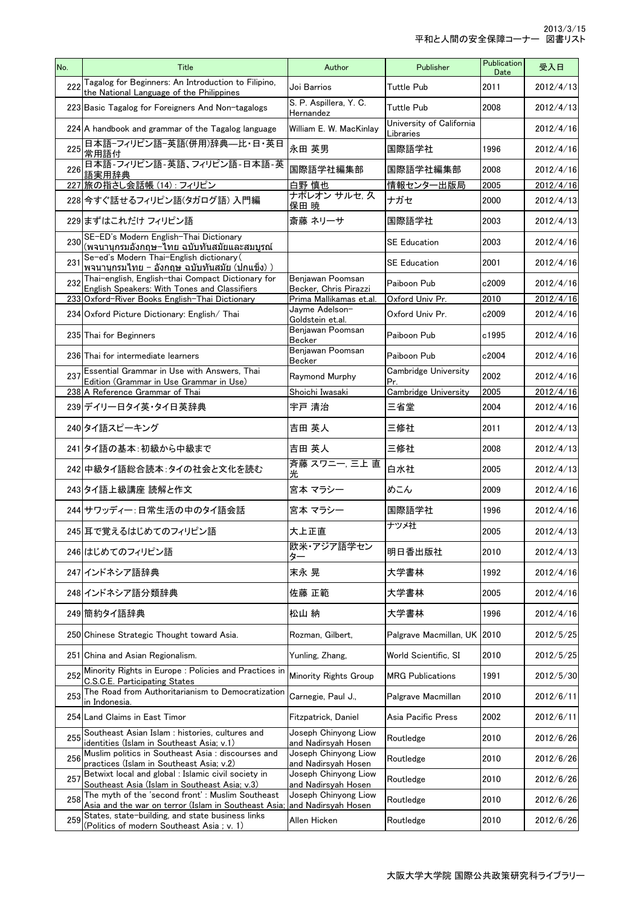2013/3/15
平和と人間の安全保障コーナー　図書リスト

| No. | Title | Author | Publisher | Publication Date | 受入日 |
|---|---|---|---|---|---|
| 222 | Tagalog for Beginners: An Introduction to Filipino, the National Language of the Philippines | Joi Barrios | Tuttle Pub | 2011 | 2012/4/13 |
| 223 | Basic Tagalog for Foreigners And Non-tagalogs | S. P. Aspillera, Y. C. Hernandez | Tuttle Pub | 2008 | 2012/4/13 |
| 224 | A handbook and grammar of the Tagalog language | William E. W. MacKinlay | University of California Libraries | | 2012/4/16 |
| 225 | 日本語－フィリピン語－英語(併用)辞典―比・日・英日常用語付 | 永田 英男 | 国際語学社 | 1996 | 2012/4/16 |
| 226 | 日本語-フィリピン語-英語、フィリピン語-日本語-英語実用辞典 | 国際語学社編集部 | 国際語学社編集部 | 2008 | 2012/4/16 |
| 227 | 旅の指さし会話帳 (14) : フィリピン | 白野 慎也 | 情報センター出版局 | 2005 | 2012/4/16 |
| 228 | 今すぐ話せるフィリピン語(タガログ語) 入門編 | ナポレオン サルセ, 久保田 暁 | ナガセ | 2000 | 2012/4/13 |
| 229 | まずはこれだけ フィリピン語 | 斎藤 ネリーサ | 国際語学社 | 2003 | 2012/4/13 |
| 230 | SE-ED's Modern English-Thai Dictionary (พจนานุกรมอังกฤษ-ไทย ฉบับทันสมัยและสมบูรณ์ | | SE Education | 2003 | 2012/4/16 |
| 231 | Se-ed's Modern Thai-English dictionary (พจนานุกรมไทย - อังกฤษ ฉบับทันสมัย (ปกแข็ง) ) | | SE Education | 2001 | 2012/4/16 |
| 232 | Thai-english, English-thai Compact Dictionary for English Speakers: With Tones and Classifiers | Benjawan Poomsan Becker, Chris Pirazzi | Paiboon Pub | c2009 | 2012/4/16 |
| 233 | Oxford-River Books English-Thai Dictionary | Prima Mallikamas et.al. | Oxford Univ Pr. | 2010 | 2012/4/16 |
| 234 | Oxford Picture Dictionary: English/ Thai | Jayme Adelson-Goldstein et.al. | Oxford Univ Pr. | c2009 | 2012/4/16 |
| 235 | Thai for Beginners | Benjawan Poomsan Becker | Paiboon Pub | c1995 | 2012/4/16 |
| 236 | Thai for intermediate learners | Benjawan Poomsan Becker | Paiboon Pub | c2004 | 2012/4/16 |
| 237 | Essential Grammar in Use with Answers, Thai Edition (Grammar in Use Grammar in Use) | Raymond Murphy | Cambridge University Pr. | 2002 | 2012/4/16 |
| 238 | A Reference Grammar of Thai | Shoichi Iwasaki | Cambridge University | 2005 | 2012/4/16 |
| 239 | デイリー日タイ英・タイ日英辞典 | 宇戸 清治 | 三省堂 | 2004 | 2012/4/16 |
| 240 | タイ語スピーキング | 吉田 英人 | 三修社 | 2011 | 2012/4/13 |
| 241 | タイ語の基本:初級から中級まで | 吉田 英人 | 三修社 | 2008 | 2012/4/13 |
| 242 | 中級タイ語総合読本:タイの社会と文化を読む | 斉藤 スワニー, 三上 直光 | 白水社 | 2005 | 2012/4/13 |
| 243 | タイ語上級講座 読解と作文 | 宮本 マラシー | めこん | 2009 | 2012/4/16 |
| 244 | サワッディー:日常生活の中のタイ語会話 | 宮本 マラシー | 国際語学社 | 1996 | 2012/4/16 |
| 245 | 耳で覚えるはじめてのフィリピン語 | 大上正直 | ナツメ社 | 2005 | 2012/4/13 |
| 246 | はじめてのフィリピン語 | 欧米・アジア語学センター | 明日香出版社 | 2010 | 2012/4/13 |
| 247 | インドネシア語辞典 | 末永 晃 | 大学書林 | 1992 | 2012/4/16 |
| 248 | インドネシア語分類辞典 | 佐藤 正範 | 大学書林 | 2005 | 2012/4/16 |
| 249 | 簡約タイ語辞典 | 松山 納 | 大学書林 | 1996 | 2012/4/16 |
| 250 | Chinese Strategic Thought toward Asia. | Rozman, Gilbert, | Palgrave Macmillan, UK | 2010 | 2012/5/25 |
| 251 | China and Asian Regionalism. | Yunling, Zhang, | World Scientific, SI | 2010 | 2012/5/25 |
| 252 | Minority Rights in Europe : Policies and Practices in C.S.C.E. Participating States | Minority Rights Group | MRG Publications | 1991 | 2012/5/30 |
| 253 | The Road from Authoritarianism to Democratization in Indonesia. | Carnegie, Paul J., | Palgrave Macmillan | 2010 | 2012/6/11 |
| 254 | Land Claims in East Timor | Fitzpatrick, Daniel | Asia Pacific Press | 2002 | 2012/6/11 |
| 255 | Southeast Asian Islam : histories, cultures and identities (Islam in Southeast Asia; v.1) | Joseph Chinyong Liow and Nadirsyah Hosen | Routledge | 2010 | 2012/6/26 |
| 256 | Muslim politics in Southeast Asia : discourses and practices (Islam in Southeast Asia; v.2) | Joseph Chinyong Liow and Nadirsyah Hosen | Routledge | 2010 | 2012/6/26 |
| 257 | Betwixt local and global : Islamic civil society in Southeast Asia (Islam in Southeast Asia; v.3) | Joseph Chinyong Liow and Nadirsyah Hosen | Routledge | 2010 | 2012/6/26 |
| 258 | The myth of the 'second front' : Muslim Southeast Asia and the war on terror (Islam in Southeast Asia; | Joseph Chinyong Liow and Nadirsyah Hosen | Routledge | 2010 | 2012/6/26 |
| 259 | States, state-building, and state business links (Politics of modern Southeast Asia ; v. 1) | Allen Hicken | Routledge | 2010 | 2012/6/26 |

大阪大学大学院 国際公共政策研究科ライブラリー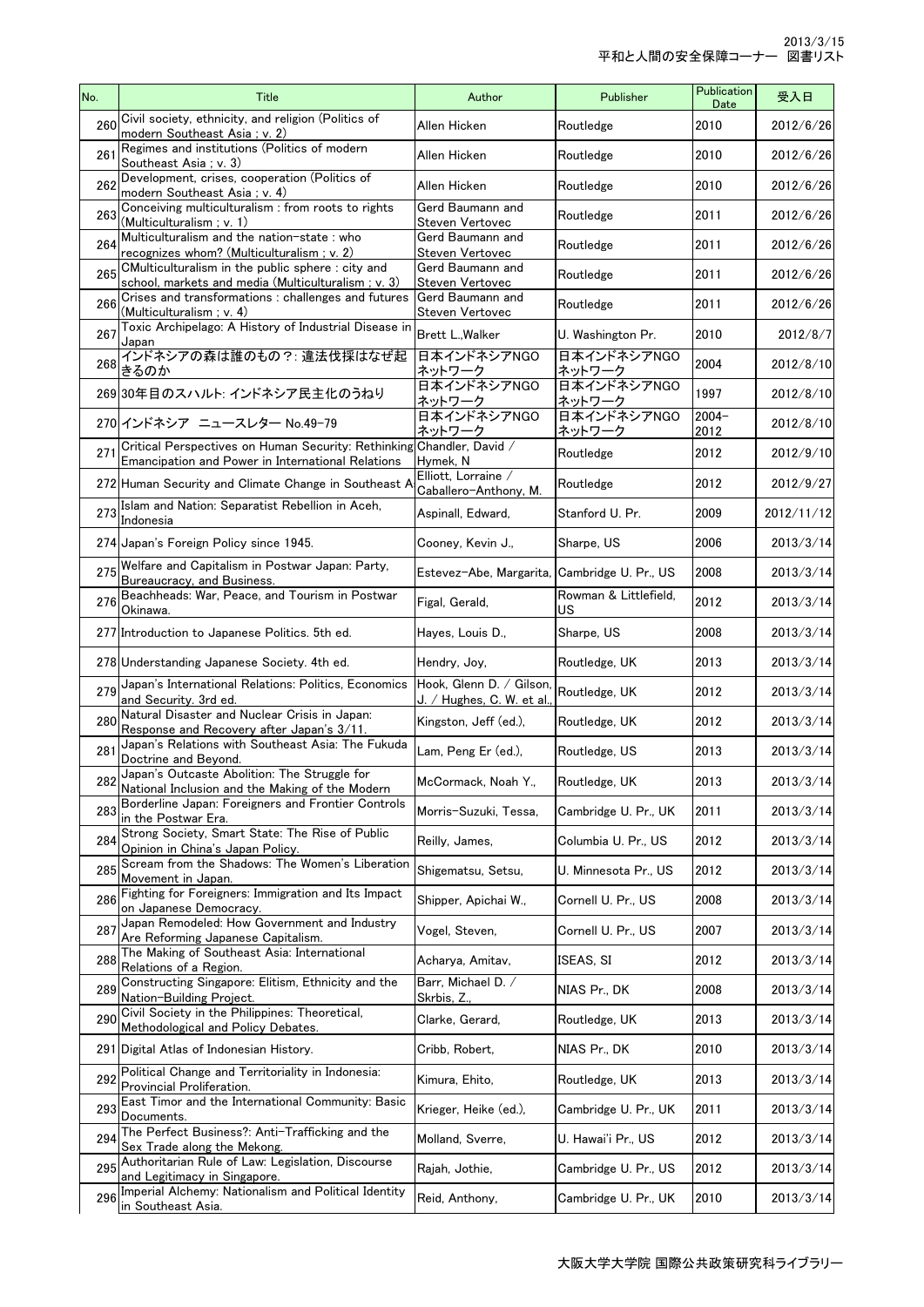| No. | Title | Author | Publisher | Publication Date | 受入日 |
|---|---|---|---|---|---|
| 260 | Civil society, ethnicity, and religion (Politics of modern Southeast Asia ; v. 2) | Allen Hicken | Routledge | 2010 | 2012/6/26 |
| 261 | Regimes and institutions (Politics of modern Southeast Asia ; v. 3) | Allen Hicken | Routledge | 2010 | 2012/6/26 |
| 262 | Development, crises, cooperation (Politics of modern Southeast Asia ; v. 4) | Allen Hicken | Routledge | 2010 | 2012/6/26 |
| 263 | Conceiving multiculturalism : from roots to rights (Multiculturalism ; v. 1) | Gerd Baumann and Steven Vertovec | Routledge | 2011 | 2012/6/26 |
| 264 | Multiculturalism and the nation-state : who recognizes whom? (Multiculturalism ; v. 2) | Gerd Baumann and Steven Vertovec | Routledge | 2011 | 2012/6/26 |
| 265 | CMulticulturalism in the public sphere : city and school, markets and media (Multiculturalism ; v. 3) | Gerd Baumann and Steven Vertovec | Routledge | 2011 | 2012/6/26 |
| 266 | Crises and transformations : challenges and futures (Multiculturalism ; v. 4) | Gerd Baumann and Steven Vertovec | Routledge | 2011 | 2012/6/26 |
| 267 | Toxic Archipelago: A History of Industrial Disease in Japan | Brett L.,Walker | U. Washington Pr. | 2010 | 2012/8/7 |
| 268 | インドネシアの森は誰のもの？: 違法伐採はなぜ起きるのか | 日本インドネシアNGOネットワーク | 日本インドネシアNGOネットワーク | 2004 | 2012/8/10 |
| 269 | 30年目のスハルト: インドネシア民主化のうねり | 日本インドネシアNGOネットワーク | 日本インドネシアNGOネットワーク | 1997 | 2012/8/10 |
| 270 | インドネシア　ニュースレター No.49-79 | 日本インドネシアNGOネットワーク | 日本インドネシアNGOネットワーク | 2004-2012 | 2012/8/10 |
| 271 | Critical Perspectives on Human Security: Rethinking Emancipation and Power in International Relations | Chandler, David / Hymek, N | Routledge | 2012 | 2012/9/10 |
| 272 | Human Security and Climate Change in Southeast A | Elliott, Lorraine / Caballero-Anthony, M. | Routledge | 2012 | 2012/9/27 |
| 273 | Islam and Nation: Separatist Rebellion in Aceh, Indonesia | Aspinall, Edward, | Stanford U. Pr. | 2009 | 2012/11/12 |
| 274 | Japan's Foreign Policy since 1945. | Cooney, Kevin J., | Sharpe, US | 2006 | 2013/3/14 |
| 275 | Welfare and Capitalism in Postwar Japan: Party, Bureaucracy, and Business. | Estevez-Abe, Margarita, | Cambridge U. Pr., US | 2008 | 2013/3/14 |
| 276 | Beachheads: War, Peace, and Tourism in Postwar Okinawa. | Figal, Gerald, | Rowman & Littlefield, US | 2012 | 2013/3/14 |
| 277 | Introduction to Japanese Politics. 5th ed. | Hayes, Louis D., | Sharpe, US | 2008 | 2013/3/14 |
| 278 | Understanding Japanese Society. 4th ed. | Hendry, Joy, | Routledge, UK | 2013 | 2013/3/14 |
| 279 | Japan's International Relations: Politics, Economics and Security. 3rd ed. | Hook, Glenn D. / Gilson, J. / Hughes, C. W. et al., | Routledge, UK | 2012 | 2013/3/14 |
| 280 | Natural Disaster and Nuclear Crisis in Japan: Response and Recovery after Japan's 3/11. | Kingston, Jeff (ed.), | Routledge, UK | 2012 | 2013/3/14 |
| 281 | Japan's Relations with Southeast Asia: The Fukuda Doctrine and Beyond. | Lam, Peng Er (ed.), | Routledge, US | 2013 | 2013/3/14 |
| 282 | Japan's Outcaste Abolition: The Struggle for National Inclusion and the Making of the Modern | McCormack, Noah Y., | Routledge, UK | 2013 | 2013/3/14 |
| 283 | Borderline Japan: Foreigners and Frontier Controls in the Postwar Era. | Morris-Suzuki, Tessa, | Cambridge U. Pr., UK | 2011 | 2013/3/14 |
| 284 | Strong Society, Smart State: The Rise of Public Opinion in China's Japan Policy. | Reilly, James, | Columbia U. Pr., US | 2012 | 2013/3/14 |
| 285 | Scream from the Shadows: The Women's Liberation Movement in Japan. | Shigematsu, Setsu, | U. Minnesota Pr., US | 2012 | 2013/3/14 |
| 286 | Fighting for Foreigners: Immigration and Its Impact on Japanese Democracy. | Shipper, Apichai W., | Cornell U. Pr., US | 2008 | 2013/3/14 |
| 287 | Japan Remodeled: How Government and Industry Are Reforming Japanese Capitalism. | Vogel, Steven, | Cornell U. Pr., US | 2007 | 2013/3/14 |
| 288 | The Making of Southeast Asia: International Relations of a Region. | Acharya, Amitav, | ISEAS, SI | 2012 | 2013/3/14 |
| 289 | Constructing Singapore: Elitism, Ethnicity and the Nation-Building Project. | Barr, Michael D. / Skrbis, Z., | NIAS Pr., DK | 2008 | 2013/3/14 |
| 290 | Civil Society in the Philippines: Theoretical, Methodological and Policy Debates. | Clarke, Gerard, | Routledge, UK | 2013 | 2013/3/14 |
| 291 | Digital Atlas of Indonesian History. | Cribb, Robert, | NIAS Pr., DK | 2010 | 2013/3/14 |
| 292 | Political Change and Territoriality in Indonesia: Provincial Proliferation. | Kimura, Ehito, | Routledge, UK | 2013 | 2013/3/14 |
| 293 | East Timor and the International Community: Basic Documents. | Krieger, Heike (ed.), | Cambridge U. Pr., UK | 2011 | 2013/3/14 |
| 294 | The Perfect Business?: Anti-Trafficking and the Sex Trade along the Mekong. | Molland, Sverre, | U. Hawai'i Pr., US | 2012 | 2013/3/14 |
| 295 | Authoritarian Rule of Law: Legislation, Discourse and Legitimacy in Singapore. | Rajah, Jothie, | Cambridge U. Pr., US | 2012 | 2013/3/14 |
| 296 | Imperial Alchemy: Nationalism and Political Identity in Southeast Asia. | Reid, Anthony, | Cambridge U. Pr., UK | 2010 | 2013/3/14 |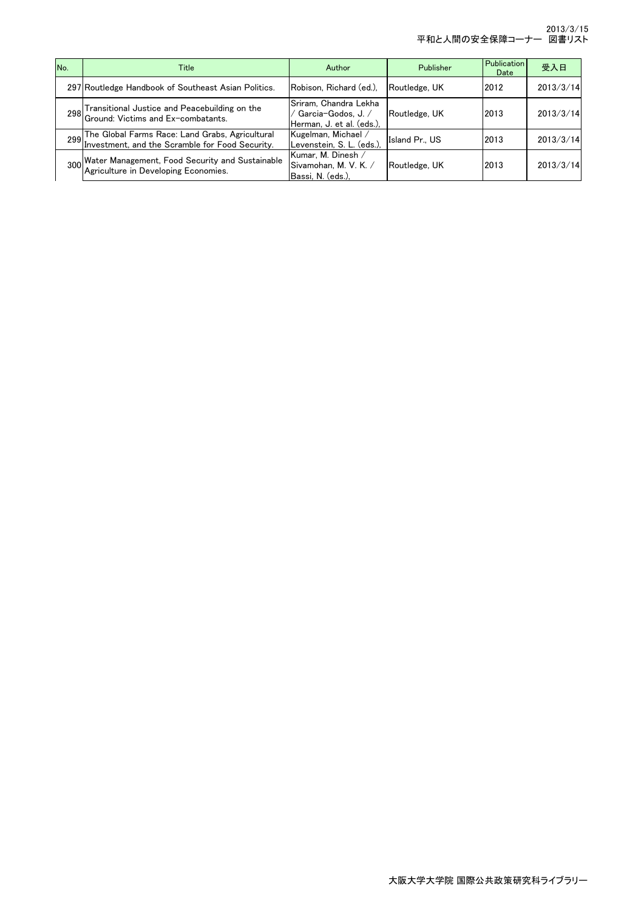2013/3/15
平和と人間の安全保障コーナー　図書リスト

| No. | Title | Author | Publisher | Publication Date | 受入日 |
|---|---|---|---|---|---|
| 297 | Routledge Handbook of Southeast Asian Politics. | Robison, Richard (ed.), | Routledge, UK | 2012 | 2013/3/14 |
| 298 | Transitional Justice and Peacebuilding on the Ground: Victims and Ex-combatants. | Sriram, Chandra Lekha / Garcia-Godos, J. / Herman, J. et al. (eds.), | Routledge, UK | 2013 | 2013/3/14 |
| 299 | The Global Farms Race: Land Grabs, Agricultural Investment, and the Scramble for Food Security. | Kugelman, Michael / Levenstein, S. L. (eds.), | Island Pr., US | 2013 | 2013/3/14 |
| 300 | Water Management, Food Security and Sustainable Agriculture in Developing Economies. | Kumar, M. Dinesh / Sivamohan, M. V. K. / Bassi, N. (eds.), | Routledge, UK | 2013 | 2013/3/14 |

大阪大学大学院 国際公共政策研究科ライブラリー